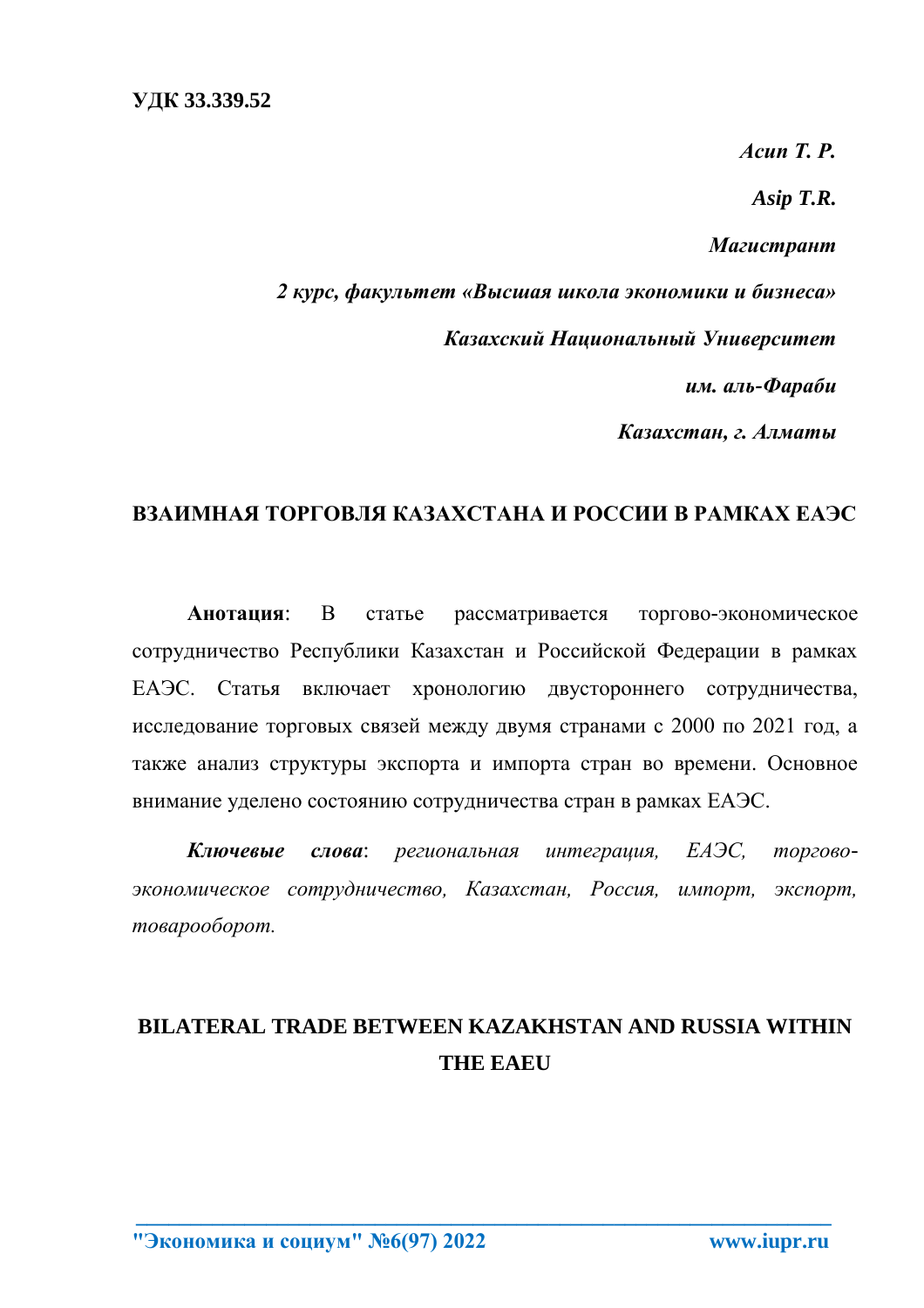**УДК 33.339.52**

***Асип Т. Р.***

***Asip T.R.***

***Магистрант***

***2 курс, факультет «Высшая школа экономики и бизнеса»***

***Казахский Национальный Университет***

***им. аль-Фараби***

***Казахстан, г. Алматы***

## ВЗАИМНАЯ ТОРГОВЛЯ КАЗАХСТАНА И РОССИИ В РАМКАХ ЕАЭС

**Анотация**: В статье рассматривается торгово-экономическое сотрудничество Республики Казахстан и Российской Федерации в рамках ЕАЭС. Статья включает хронологию двустороннего сотрудничества, исследование торговых связей между двумя странами с 2000 по 2021 год, а также анализ структуры экспорта и импорта стран во времени. Основное внимание уделено состоянию сотрудничества стран в рамках ЕАЭС.

***Ключевые слова***: *региональная интеграция, ЕАЭС, торгово-экономическое сотрудничество, Казахстан, Россия, импорт, экспорт, товарооборот.*

## BILATERAL TRADE BETWEEN KAZAKHSTAN AND RUSSIA WITHIN THE EAEU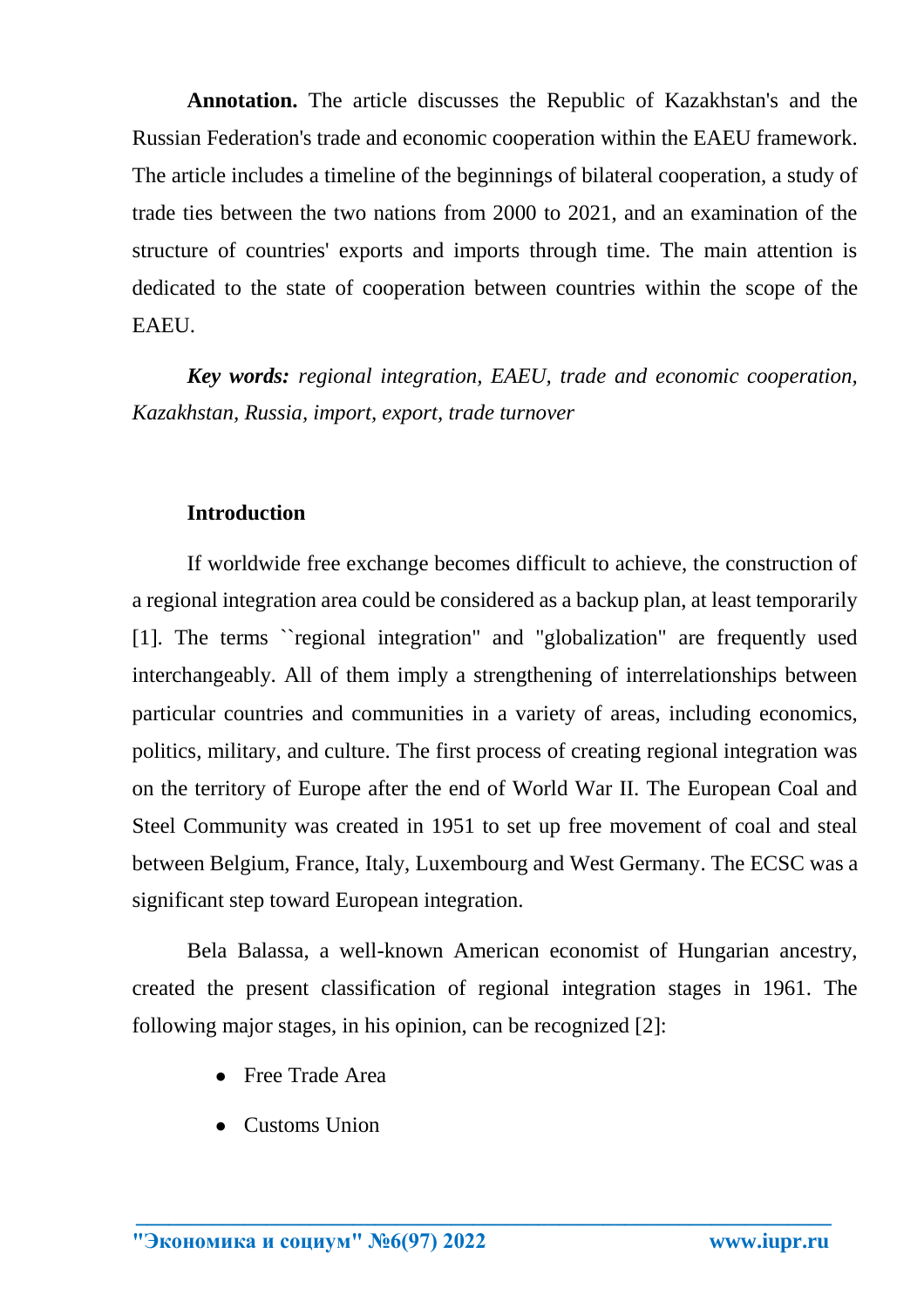**Annotation.** The article discusses the Republic of Kazakhstan's and the Russian Federation's trade and economic cooperation within the EAEU framework. The article includes a timeline of the beginnings of bilateral cooperation, a study of trade ties between the two nations from 2000 to 2021, and an examination of the structure of countries' exports and imports through time. The main attention is dedicated to the state of cooperation between countries within the scope of the EAEU.

***Key words:*** *regional integration, EAEU, trade and economic cooperation, Kazakhstan, Russia, import, export, trade turnover*

**Introduction**

If worldwide free exchange becomes difficult to achieve, the construction of a regional integration area could be considered as a backup plan, at least temporarily [1]. The terms ``regional integration" and "globalization" are frequently used interchangeably. All of them imply a strengthening of interrelationships between particular countries and communities in a variety of areas, including economics, politics, military, and culture. The first process of creating regional integration was on the territory of Europe after the end of World War II. The European Coal and Steel Community was created in 1951 to set up free movement of coal and steal between Belgium, France, Italy, Luxembourg and West Germany. The ECSC was a significant step toward European integration.

Bela Balassa, a well-known American economist of Hungarian ancestry, created the present classification of regional integration stages in 1961. The following major stages, in his opinion, can be recognized [2]:

- Free Trade Area
- Customs Union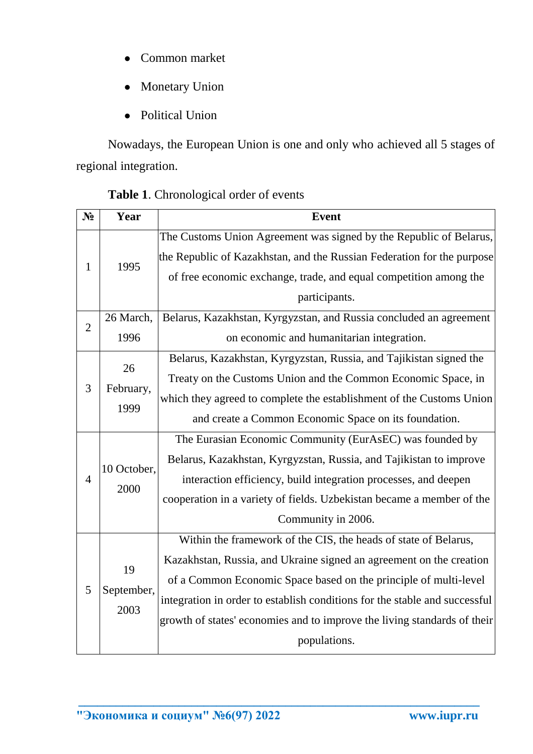- Common market
- Monetary Union
- Political Union

Nowadays, the European Union is one and only who achieved all 5 stages of regional integration.

**Table 1**. Chronological order of events

| № | Year | Event |
|---|---|---|
| 1 | 1995 | The Customs Union Agreement was signed by the Republic of Belarus, the Republic of Kazakhstan, and the Russian Federation for the purpose of free economic exchange, trade, and equal competition among the participants. |
| 2 | 26 March, 1996 | Belarus, Kazakhstan, Kyrgyzstan, and Russia concluded an agreement on economic and humanitarian integration. |
| 3 | 26 February, 1999 | Belarus, Kazakhstan, Kyrgyzstan, Russia, and Tajikistan signed the Treaty on the Customs Union and the Common Economic Space, in which they agreed to complete the establishment of the Customs Union and create a Common Economic Space on its foundation. |
| 4 | 10 October, 2000 | The Eurasian Economic Community (EurAsEC) was founded by Belarus, Kazakhstan, Kyrgyzstan, Russia, and Tajikistan to improve interaction efficiency, build integration processes, and deepen cooperation in a variety of fields. Uzbekistan became a member of the Community in 2006. |
| 5 | 19 September, 2003 | Within the framework of the CIS, the heads of state of Belarus, Kazakhstan, Russia, and Ukraine signed an agreement on the creation of a Common Economic Space based on the principle of multi-level integration in order to establish conditions for the stable and successful growth of states' economies and to improve the living standards of their populations. |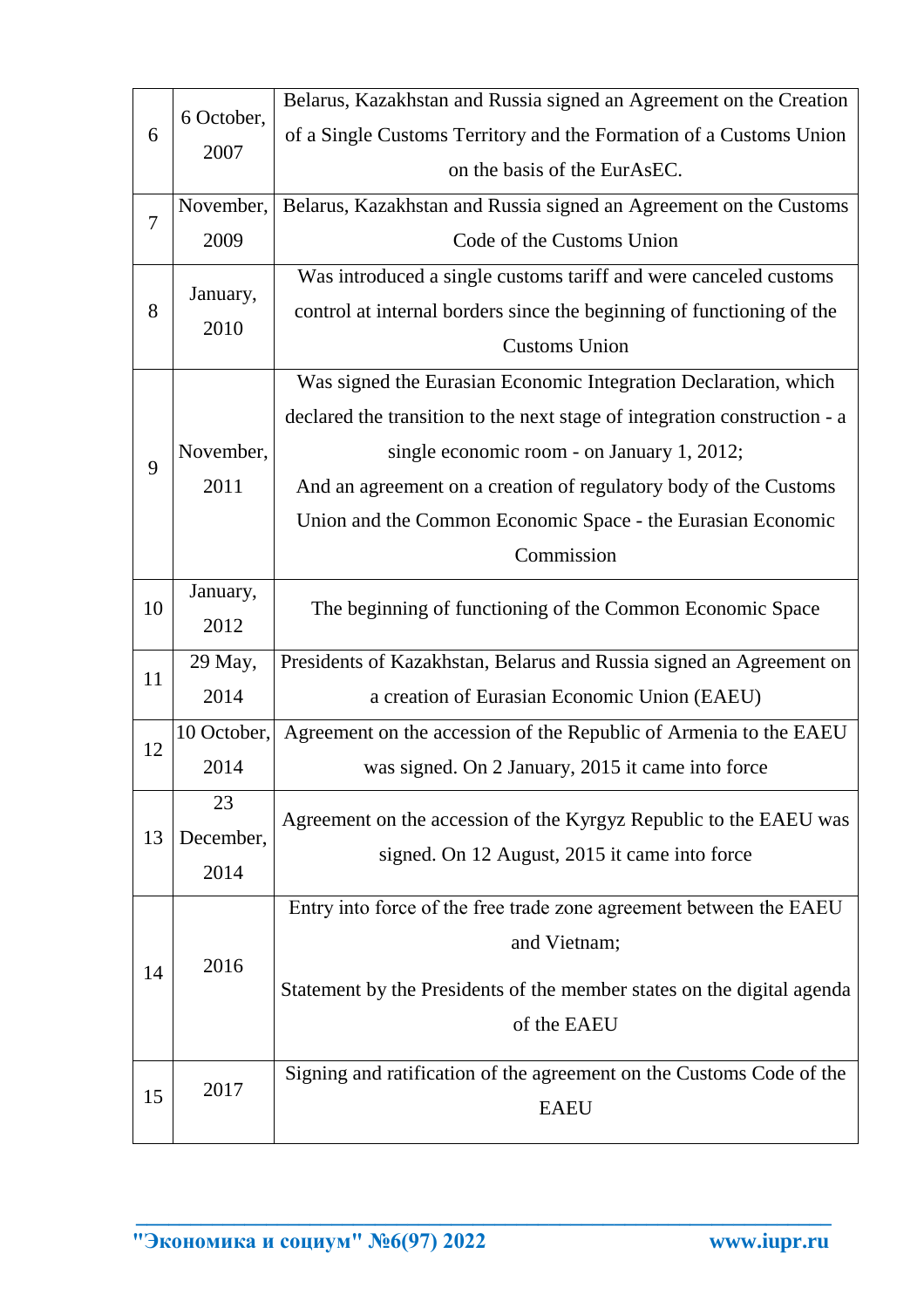| 6 | 6 October, 2007 | Belarus, Kazakhstan and Russia signed an Agreement on the Creation of a Single Customs Territory and the Formation of a Customs Union on the basis of the EurAsEC. |
|---|---|---|
| 7 | November, 2009 | Belarus, Kazakhstan and Russia signed an Agreement on the Customs Code of the Customs Union |
| 8 | January, 2010 | Was introduced a single customs tariff and were canceled customs control at internal borders since the beginning of functioning of the Customs Union |
| 9 | November, 2011 | Was signed the Eurasian Economic Integration Declaration, which declared the transition to the next stage of integration construction - a single economic room - on January 1, 2012;<br>And an agreement on a creation of regulatory body of the Customs Union and the Common Economic Space - the Eurasian Economic Commission |
| 10 | January, 2012 | The beginning of functioning of the Common Economic Space |
| 11 | 29 May, 2014 | Presidents of Kazakhstan, Belarus and Russia signed an Agreement on a creation of Eurasian Economic Union (EAEU) |
| 12 | 10 October, 2014 | Agreement on the accession of the Republic of Armenia to the EAEU was signed. On 2 January, 2015 it came into force |
| 13 | 23 December, 2014 | Agreement on the accession of the Kyrgyz Republic to the EAEU was signed. On 12 August, 2015 it came into force |
| 14 | 2016 | Entry into force of the free trade zone agreement between the EAEU and Vietnam;<br>Statement by the Presidents of the member states on the digital agenda of the EAEU |
| 15 | 2017 | Signing and ratification of the agreement on the Customs Code of the EAEU |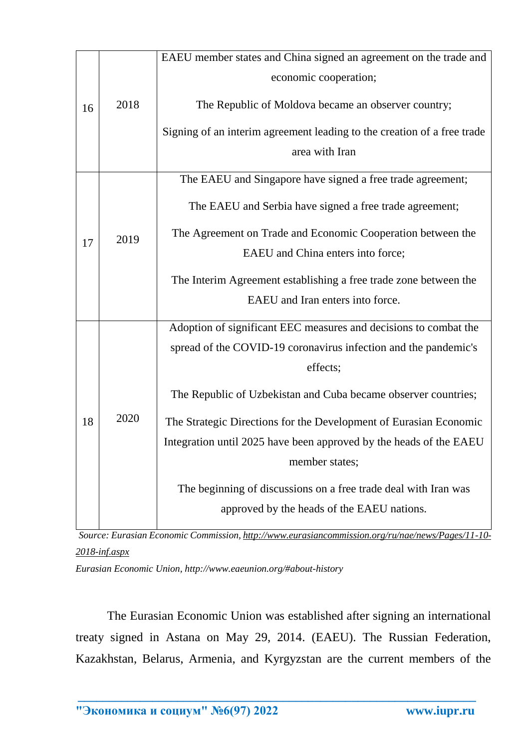| 16 | 2018 | EAEU member states and China signed an agreement on the trade and economic cooperation;<br>The Republic of Moldova became an observer country;<br>Signing of an interim agreement leading to the creation of a free trade area with Iran |
|---|---|---|
| 17 | 2019 | The EAEU and Singapore have signed a free trade agreement;<br>The EAEU and Serbia have signed a free trade agreement;<br>The Agreement on Trade and Economic Cooperation between the EAEU and China enters into force;<br>The Interim Agreement establishing a free trade zone between the EAEU and Iran enters into force. |
| 18 | 2020 | Adoption of significant EEC measures and decisions to combat the spread of the COVID-19 coronavirus infection and the pandemic's effects;<br>The Republic of Uzbekistan and Cuba became observer countries;<br>The Strategic Directions for the Development of Eurasian Economic Integration until 2025 have been approved by the heads of the EAEU member states;<br>The beginning of discussions on a free trade deal with Iran was approved by the heads of the EAEU nations. |

*Source: Eurasian Economic Commission, http://www.eurasiancommission.org/ru/nae/news/Pages/11-10-2018-inf.aspx*

*Eurasian Economic Union, http://www.eaeunion.org/#about-history*

The Eurasian Economic Union was established after signing an international treaty signed in Astana on May 29, 2014. (EAEU). The Russian Federation, Kazakhstan, Belarus, Armenia, and Kyrgyzstan are the current members of the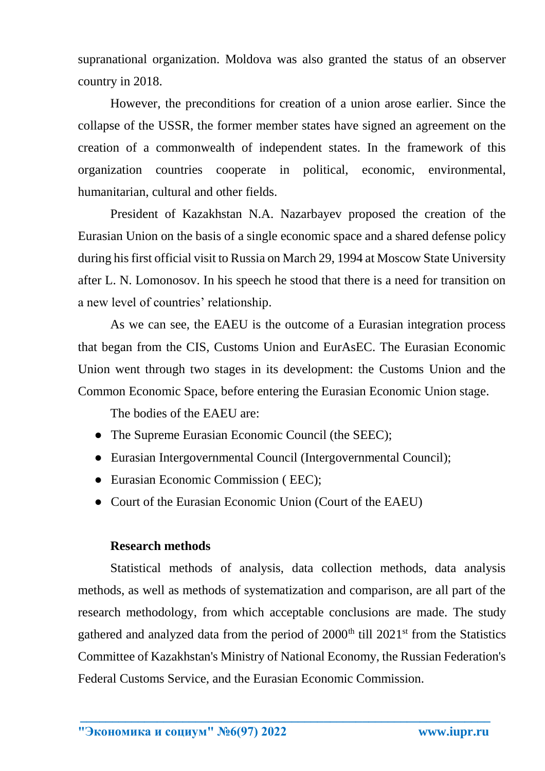supranational organization. Moldova was also granted the status of an observer country in 2018.

However, the preconditions for creation of a union arose earlier. Since the collapse of the USSR, the former member states have signed an agreement on the creation of a commonwealth of independent states. In the framework of this organization countries cooperate in political, economic, environmental, humanitarian, cultural and other fields.

President of Kazakhstan N.A. Nazarbayev proposed the creation of the Eurasian Union on the basis of a single economic space and a shared defense policy during his first official visit to Russia on March 29, 1994 at Moscow State University after L. N. Lomonosov. In his speech he stood that there is a need for transition on a new level of countries' relationship.

As we can see, the EAEU is the outcome of a Eurasian integration process that began from the CIS, Customs Union and EurAsEC. The Eurasian Economic Union went through two stages in its development: the Customs Union and the Common Economic Space, before entering the Eurasian Economic Union stage.

The bodies of the EAEU are:

- The Supreme Eurasian Economic Council (the SEEC);
- Eurasian Intergovernmental Council (Intergovernmental Council);
- Eurasian Economic Commission ( EEC);
- Court of the Eurasian Economic Union (Court of the EAEU)

## Research methods

Statistical methods of analysis, data collection methods, data analysis methods, as well as methods of systematization and comparison, are all part of the research methodology, from which acceptable conclusions are made. The study gathered and analyzed data from the period of 2000$^{th}$ till 2021$^{st}$ from the Statistics Committee of Kazakhstan's Ministry of National Economy, the Russian Federation's Federal Customs Service, and the Eurasian Economic Commission.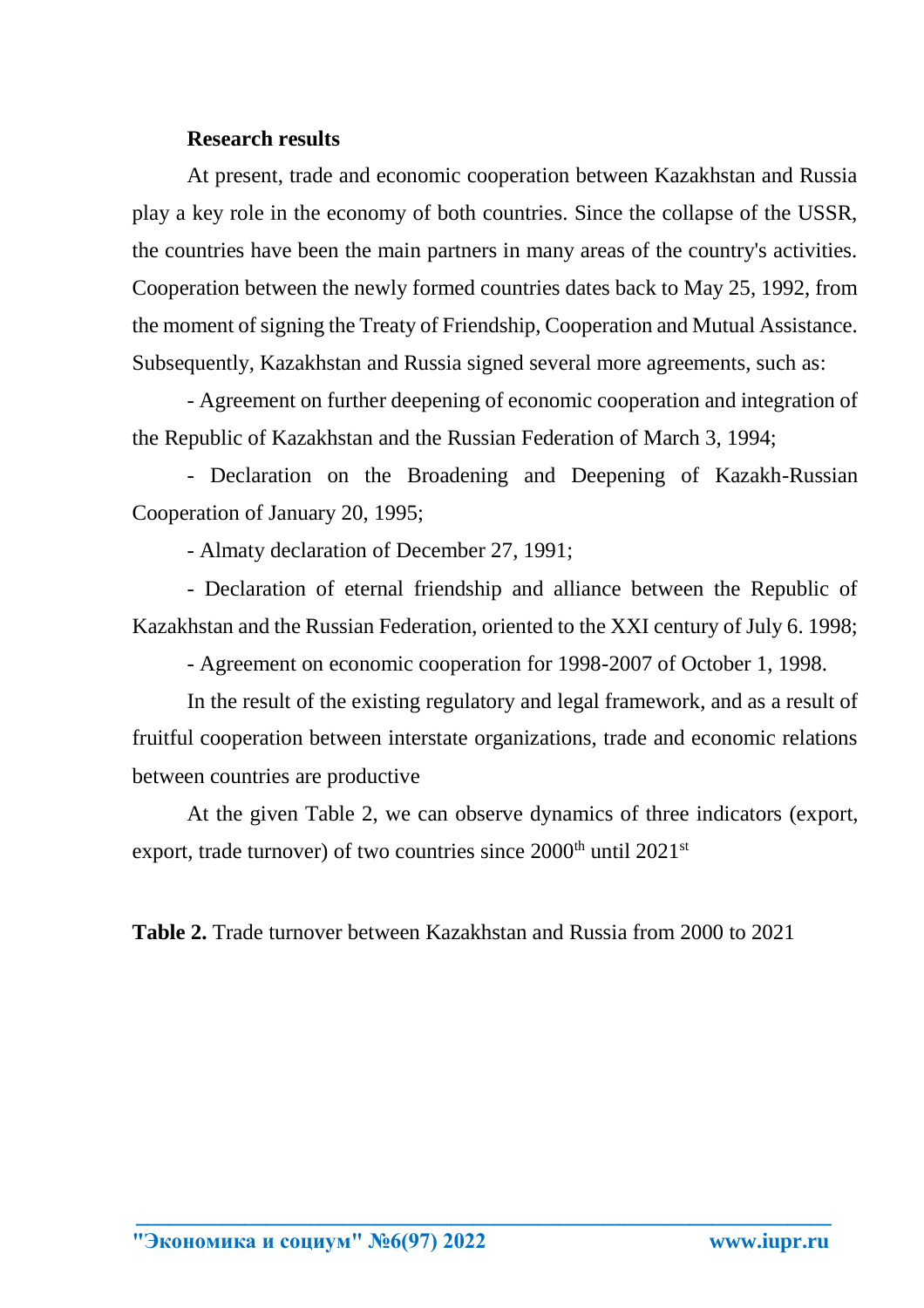**Research results**

At present, trade and economic cooperation between Kazakhstan and Russia play a key role in the economy of both countries. Since the collapse of the USSR, the countries have been the main partners in many areas of the country's activities. Cooperation between the newly formed countries dates back to May 25, 1992, from the moment of signing the Treaty of Friendship, Cooperation and Mutual Assistance. Subsequently, Kazakhstan and Russia signed several more agreements, such as:

- Agreement on further deepening of economic cooperation and integration of the Republic of Kazakhstan and the Russian Federation of March 3, 1994;
- Declaration on the Broadening and Deepening of Kazakh-Russian Cooperation of January 20, 1995;
- Almaty declaration of December 27, 1991;
- Declaration of eternal friendship and alliance between the Republic of Kazakhstan and the Russian Federation, oriented to the XXI century of July 6. 1998;
- Agreement on economic cooperation for 1998-2007 of October 1, 1998.

In the result of the existing regulatory and legal framework, and as a result of fruitful cooperation between interstate organizations, trade and economic relations between countries are productive

At the given Table 2, we can observe dynamics of three indicators (export, export, trade turnover) of two countries since 2000th until 2021st

**Table 2.** Trade turnover between Kazakhstan and Russia from 2000 to 2021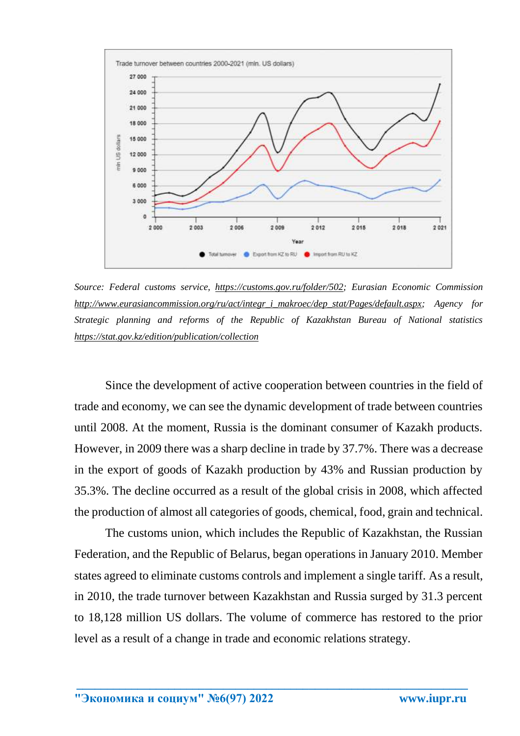*Source: Federal customs service, [https://customs.gov.ru/folder/502](https://customs.gov.ru/folder/502); Eurasian Economic Commission [http://www.eurasiancommission.org/ru/act/integr_i_makroec/dep_stat/Pages/default.aspx](http://www.eurasiancommission.org/ru/act/integr_i_makroec/dep_stat/Pages/default.aspx); Agency for Strategic planning and reforms of the Republic of Kazakhstan Bureau of National statistics [https://stat.gov.kz/edition/publication/collection](https://stat.gov.kz/edition/publication/collection)*

Since the development of active cooperation between countries in the field of trade and economy, we can see the dynamic development of trade between countries until 2008. At the moment, Russia is the dominant consumer of Kazakh products. However, in 2009 there was a sharp decline in trade by 37.7%. There was a decrease in the export of goods of Kazakh production by 43% and Russian production by 35.3%. The decline occurred as a result of the global crisis in 2008, which affected the production of almost all categories of goods, chemical, food, grain and technical.

The customs union, which includes the Republic of Kazakhstan, the Russian Federation, and the Republic of Belarus, began operations in January 2010. Member states agreed to eliminate customs controls and implement a single tariff. As a result, in 2010, the trade turnover between Kazakhstan and Russia surged by 31.3 percent to 18,128 million US dollars. The volume of commerce has restored to the prior level as a result of a change in trade and economic relations strategy.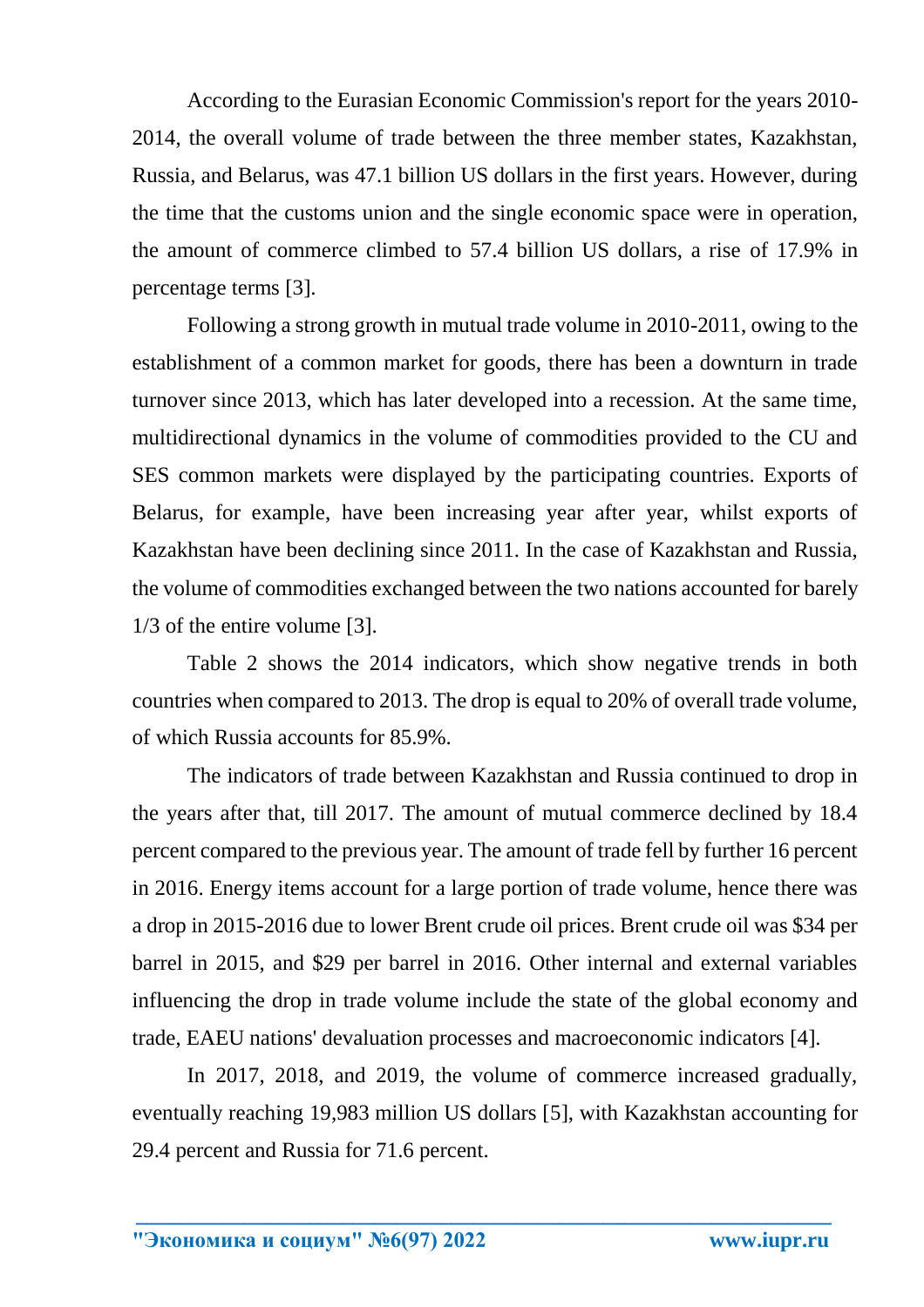According to the Eurasian Economic Commission's report for the years 2010-2014, the overall volume of trade between the three member states, Kazakhstan, Russia, and Belarus, was 47.1 billion US dollars in the first years. However, during the time that the customs union and the single economic space were in operation, the amount of commerce climbed to 57.4 billion US dollars, a rise of 17.9% in percentage terms [3].

Following a strong growth in mutual trade volume in 2010-2011, owing to the establishment of a common market for goods, there has been a downturn in trade turnover since 2013, which has later developed into a recession. At the same time, multidirectional dynamics in the volume of commodities provided to the CU and SES common markets were displayed by the participating countries. Exports of Belarus, for example, have been increasing year after year, whilst exports of Kazakhstan have been declining since 2011. In the case of Kazakhstan and Russia, the volume of commodities exchanged between the two nations accounted for barely 1/3 of the entire volume [3].

Table 2 shows the 2014 indicators, which show negative trends in both countries when compared to 2013. The drop is equal to 20% of overall trade volume, of which Russia accounts for 85.9%.

The indicators of trade between Kazakhstan and Russia continued to drop in the years after that, till 2017. The amount of mutual commerce declined by 18.4 percent compared to the previous year. The amount of trade fell by further 16 percent in 2016. Energy items account for a large portion of trade volume, hence there was a drop in 2015-2016 due to lower Brent crude oil prices. Brent crude oil was $34 per barrel in 2015, and $29 per barrel in 2016. Other internal and external variables influencing the drop in trade volume include the state of the global economy and trade, EAEU nations' devaluation processes and macroeconomic indicators [4].

In 2017, 2018, and 2019, the volume of commerce increased gradually, eventually reaching 19,983 million US dollars [5], with Kazakhstan accounting for 29.4 percent and Russia for 71.6 percent.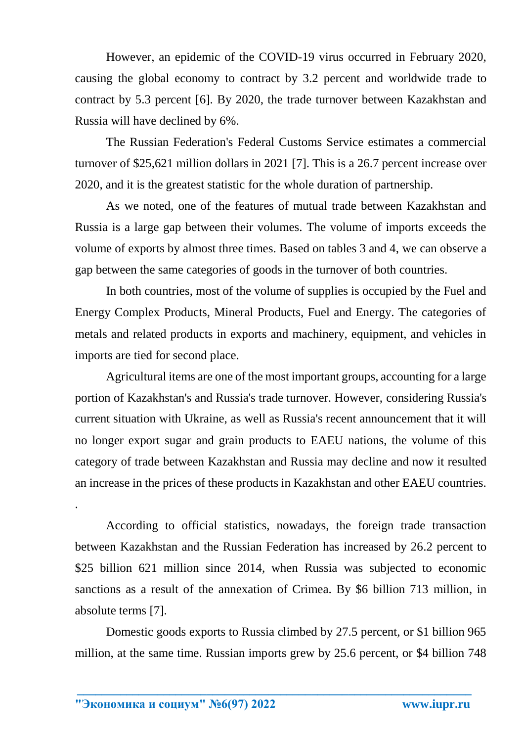However, an epidemic of the COVID-19 virus occurred in February 2020, causing the global economy to contract by 3.2 percent and worldwide trade to contract by 5.3 percent [6]. By 2020, the trade turnover between Kazakhstan and Russia will have declined by 6%.

The Russian Federation's Federal Customs Service estimates a commercial turnover of $25,621 million dollars in 2021 [7]. This is a 26.7 percent increase over 2020, and it is the greatest statistic for the whole duration of partnership.

As we noted, one of the features of mutual trade between Kazakhstan and Russia is a large gap between their volumes. The volume of imports exceeds the volume of exports by almost three times. Based on tables 3 and 4, we can observe a gap between the same categories of goods in the turnover of both countries.

In both countries, most of the volume of supplies is occupied by the Fuel and Energy Complex Products, Mineral Products, Fuel and Energy. The categories of metals and related products in exports and machinery, equipment, and vehicles in imports are tied for second place.

Agricultural items are one of the most important groups, accounting for a large portion of Kazakhstan's and Russia's trade turnover. However, considering Russia's current situation with Ukraine, as well as Russia's recent announcement that it will no longer export sugar and grain products to EAEU nations, the volume of this category of trade between Kazakhstan and Russia may decline and now it resulted an increase in the prices of these products in Kazakhstan and other EAEU countries.

.

According to official statistics, nowadays, the foreign trade transaction between Kazakhstan and the Russian Federation has increased by 26.2 percent to $25 billion 621 million since 2014, when Russia was subjected to economic sanctions as a result of the annexation of Crimea. By $6 billion 713 million, in absolute terms [7].

Domestic goods exports to Russia climbed by 27.5 percent, or $1 billion 965 million, at the same time. Russian imports grew by 25.6 percent, or $4 billion 748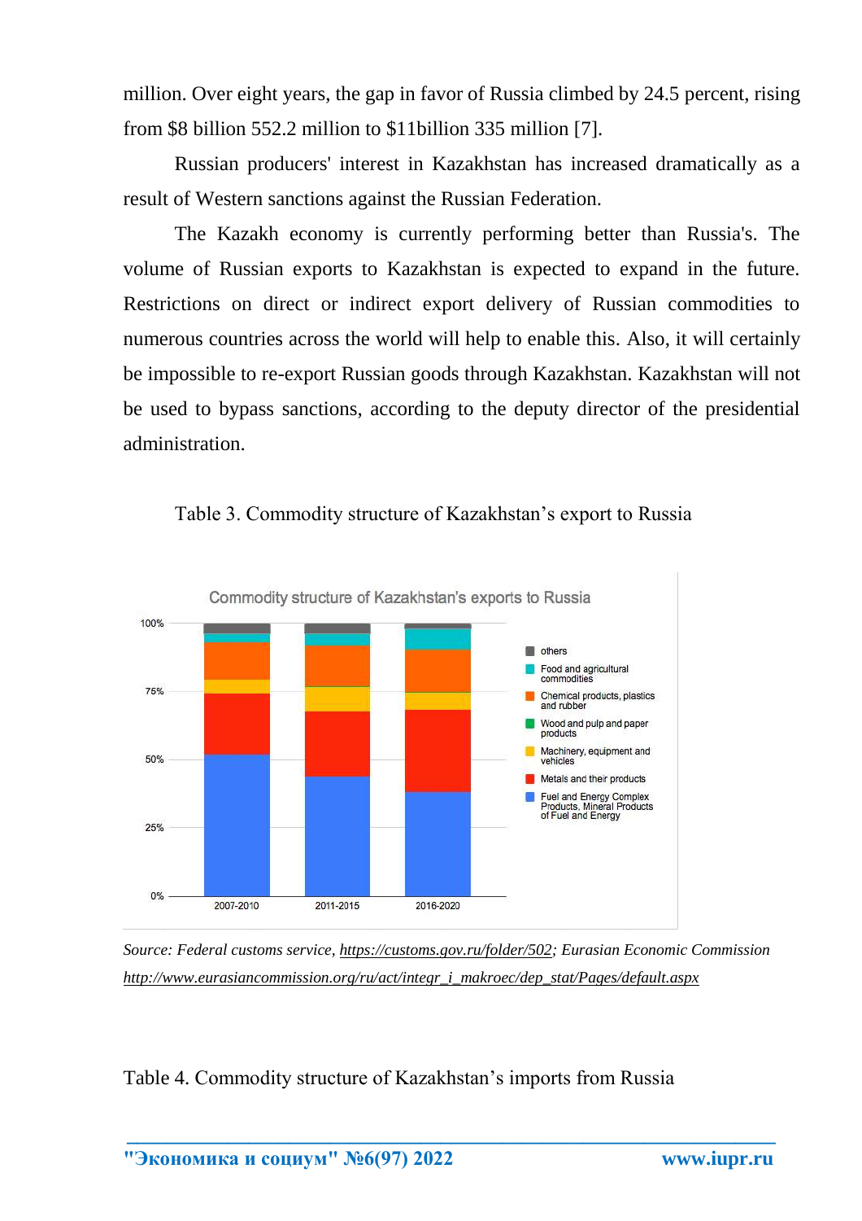million. Over eight years, the gap in favor of Russia climbed by 24.5 percent, rising from $8 billion 552.2 million to $11billion 335 million [7].

Russian producers' interest in Kazakhstan has increased dramatically as a result of Western sanctions against the Russian Federation.

The Kazakh economy is currently performing better than Russia's. The volume of Russian exports to Kazakhstan is expected to expand in the future. Restrictions on direct or indirect export delivery of Russian commodities to numerous countries across the world will help to enable this. Also, it will certainly be impossible to re-export Russian goods through Kazakhstan. Kazakhstan will not be used to bypass sanctions, according to the deputy director of the presidential administration.

Table 3. Commodity structure of Kazakhstan's export to Russia

*Source: Federal customs service, https://customs.gov.ru/folder/502; Eurasian Economic Commission http://www.eurasiancommission.org/ru/act/integr_i_makroec/dep_stat/Pages/default.aspx*

Table 4. Commodity structure of Kazakhstan's imports from Russia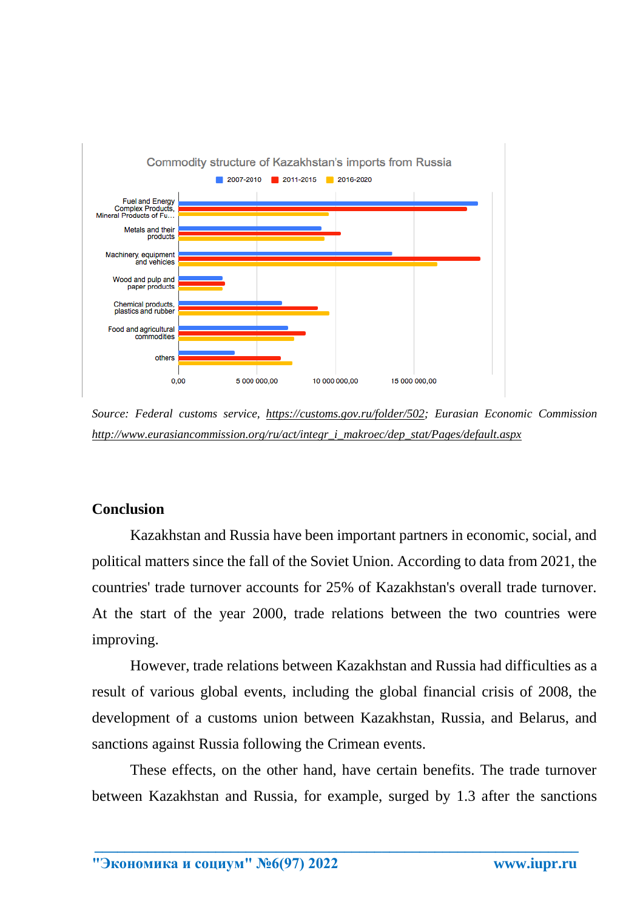Commodity structure of Kazakhstan's imports from Russia

2007-2010 | 2011-2015 | 2016-2020

Fuel and Energy Complex Products, Mineral Products of Fu…

Metals and their products

Machinery, equipment and vehicles

Wood and pulp and paper products

Chemical products, plastics and rubber

Food and agricultural commodities

others

0,00 | 5 000 000,00 | 10 000 000,00 | 15 000 000,00

*Source: Federal customs service, https://customs.gov.ru/folder/502; Eurasian Economic Commission http://www.eurasiancommission.org/ru/act/integr_i_makroec/dep_stat/Pages/default.aspx*

## Conclusion

Kazakhstan and Russia have been important partners in economic, social, and political matters since the fall of the Soviet Union. According to data from 2021, the countries' trade turnover accounts for 25% of Kazakhstan's overall trade turnover. At the start of the year 2000, trade relations between the two countries were improving.

However, trade relations between Kazakhstan and Russia had difficulties as a result of various global events, including the global financial crisis of 2008, the development of a customs union between Kazakhstan, Russia, and Belarus, and sanctions against Russia following the Crimean events.

These effects, on the other hand, have certain benefits. The trade turnover between Kazakhstan and Russia, for example, surged by 1.3 after the sanctions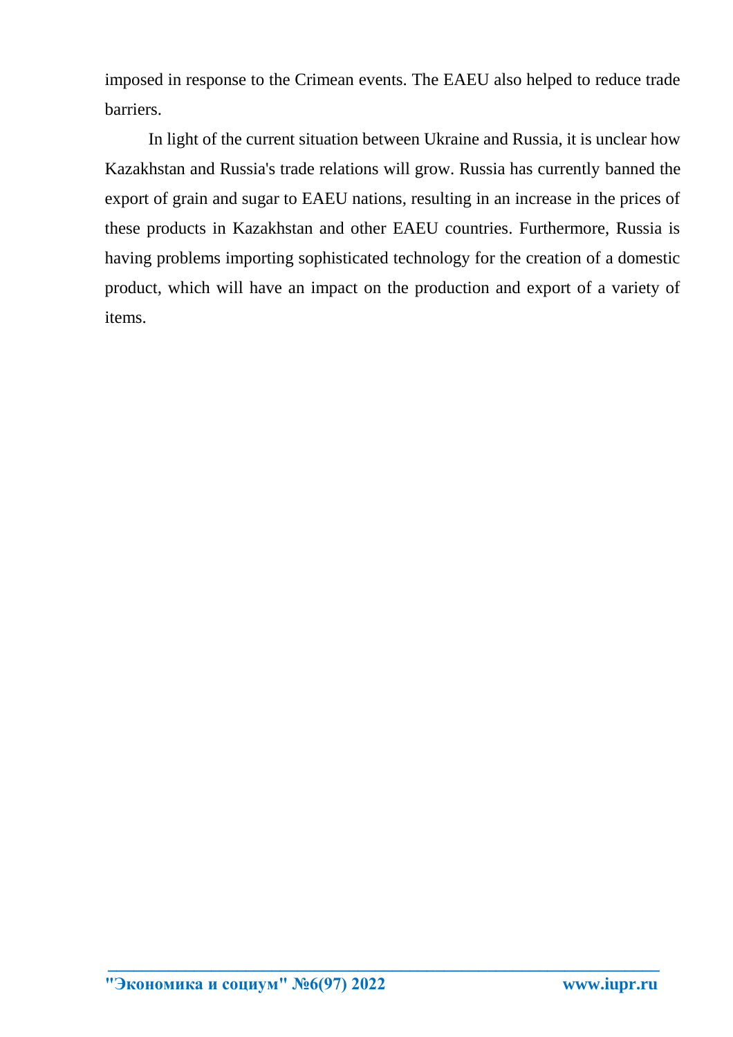imposed in response to the Crimean events. The EAEU also helped to reduce trade barriers.

In light of the current situation between Ukraine and Russia, it is unclear how Kazakhstan and Russia's trade relations will grow. Russia has currently banned the export of grain and sugar to EAEU nations, resulting in an increase in the prices of these products in Kazakhstan and other EAEU countries. Furthermore, Russia is having problems importing sophisticated technology for the creation of a domestic product, which will have an impact on the production and export of a variety of items.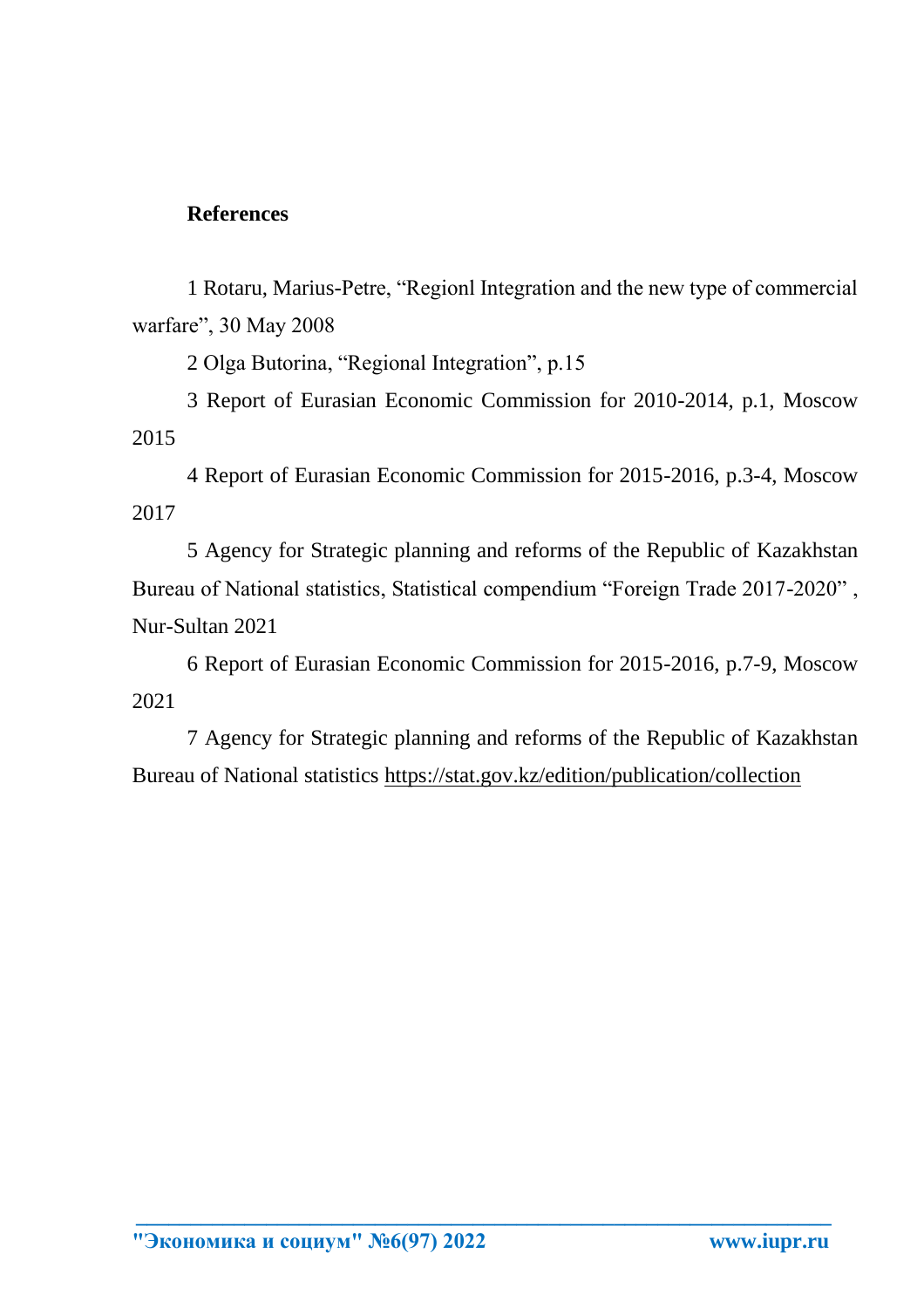**References**

1 Rotaru, Marius-Petre, "Regionl Integration and the new type of commercial warfare", 30 May 2008

2 Olga Butorina, "Regional Integration", p.15

3 Report of Eurasian Economic Commission for 2010-2014, p.1, Moscow 2015

4 Report of Eurasian Economic Commission for 2015-2016, p.3-4, Moscow 2017

5 Agency for Strategic planning and reforms of the Republic of Kazakhstan Bureau of National statistics, Statistical compendium "Foreign Trade 2017-2020" , Nur-Sultan 2021

6 Report of Eurasian Economic Commission for 2015-2016, p.7-9, Moscow 2021

7 Agency for Strategic planning and reforms of the Republic of Kazakhstan Bureau of National statistics https://stat.gov.kz/edition/publication/collection